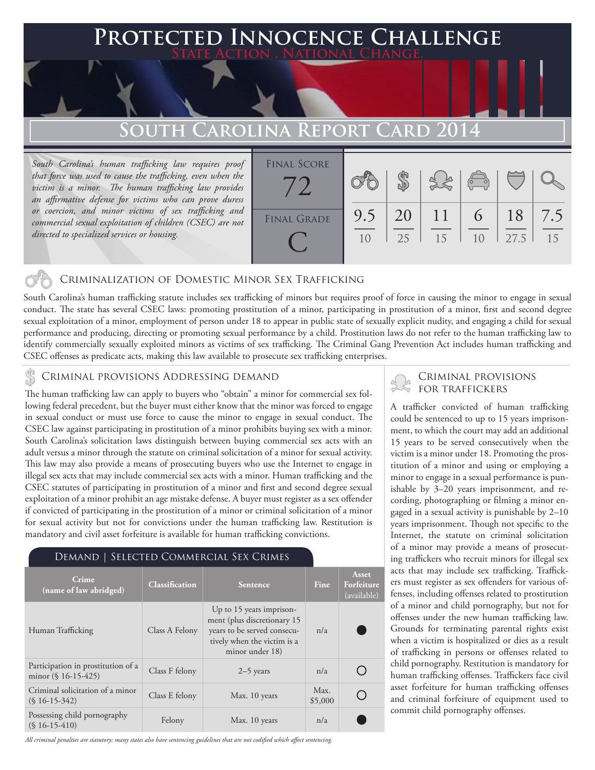# Protected Innocence Challenge

State Action . National Change.

## South Carolina Report Card 2014

*South Carolina's human trafficking law requires proof that force was used to cause the trafficking, even when the victim is a minor. The human trafficking law provides an affirmative defense for victims who can prove duress or coercion, and minor victims of sex trafficking and commercial sexual exploitation of children (CSEC) are not directed to specialized services or housing.*

| Final Score | | | | | | |
|---|---|---|---|---|---|---|
| 72 | 9.5/10 | 20/25 | 11/15 | 6/10 | 18/27.5 | 7.5/15 |
| **Final Grade** | | | | | | |
| C | | | | | | |

### Criminalization of Domestic Minor Sex Trafficking

South Carolina's human trafficking statute includes sex trafficking of minors but requires proof of force in causing the minor to engage in sexual conduct. The state has several CSEC laws: promoting prostitution of a minor, participating in prostitution of a minor, first and second degree sexual exploitation of a minor, employment of person under 18 to appear in public state of sexually explicit nudity, and engaging a child for sexual performance and producing, directing or promoting sexual performance by a child. Prostitution laws do not refer to the human trafficking law to identify commercially sexually exploited minors as victims of sex trafficking. The Criminal Gang Prevention Act includes human trafficking and CSEC offenses as predicate acts, making this law available to prosecute sex trafficking enterprises.

### Criminal provisions Addressing demand

The human trafficking law can apply to buyers who "obtain" a minor for commercial sex following federal precedent, but the buyer must either know that the minor was forced to engage in sexual conduct or must use force to cause the minor to engage in sexual conduct. The CSEC law against participating in prostitution of a minor prohibits buying sex with a minor. South Carolina's solicitation laws distinguish between buying commercial sex acts with an adult versus a minor through the statute on criminal solicitation of a minor for sexual activity. This law may also provide a means of prosecuting buyers who use the Internet to engage in illegal sex acts that may include commercial sex acts with a minor. Human trafficking and the CSEC statutes of participating in prostitution of a minor and first and second degree sexual exploitation of a minor prohibit an age mistake defense. A buyer must register as a sex offender if convicted of participating in the prostitution of a minor or criminal solicitation of a minor for sexual activity but not for convictions under the human trafficking law. Restitution is mandatory and civil asset forfeiture is available for human trafficking convictions.

#### Demand | Selected Commercial Sex Crimes

| Crime (name of law abridged) | Classification | Sentence | Fine | Asset Forfeiture (available) |
|---|---|---|---|---|
| Human Trafficking | Class A Felony | Up to 15 years imprisonment (plus discretionary 15 years to be served consecutively when the victim is a minor under 18) | n/a | ● |
| Participation in prostitution of a minor (§ 16-15-425) | Class F felony | 2–5 years | n/a | ○ |
| Criminal solicitation of a minor (§ 16-15-342) | Class E felony | Max. 10 years | Max. $5,000 | ○ |
| Possessing child pornography (§ 16-15-410) | Felony | Max. 10 years | n/a | ● |

*All criminal penalties are statutory; many states also have sentencing guidelines that are not codified which affect sentencing.*

### Criminal provisions for traffickers

A trafficker convicted of human trafficking could be sentenced to up to 15 years imprisonment, to which the court may add an additional 15 years to be served consecutively when the victim is a minor under 18. Promoting the prostitution of a minor and using or employing a minor to engage in a sexual performance is punishable by 3–20 years imprisonment, and recording, photographing or filming a minor engaged in a sexual activity is punishable by 2–10 years imprisonment. Though not specific to the Internet, the statute on criminal solicitation of a minor may provide a means of prosecuting traffickers who recruit minors for illegal sex acts that may include sex trafficking. Traffickers must register as sex offenders for various offenses, including offenses related to prostitution of a minor and child pornography, but not for offenses under the new human trafficking law. Grounds for terminating parental rights exist when a victim is hospitalized or dies as a result of trafficking in persons or offenses related to child pornography. Restitution is mandatory for human trafficking offenses. Traffickers face civil asset forfeiture for human trafficking offenses and criminal forfeiture of equipment used to commit child pornography offenses.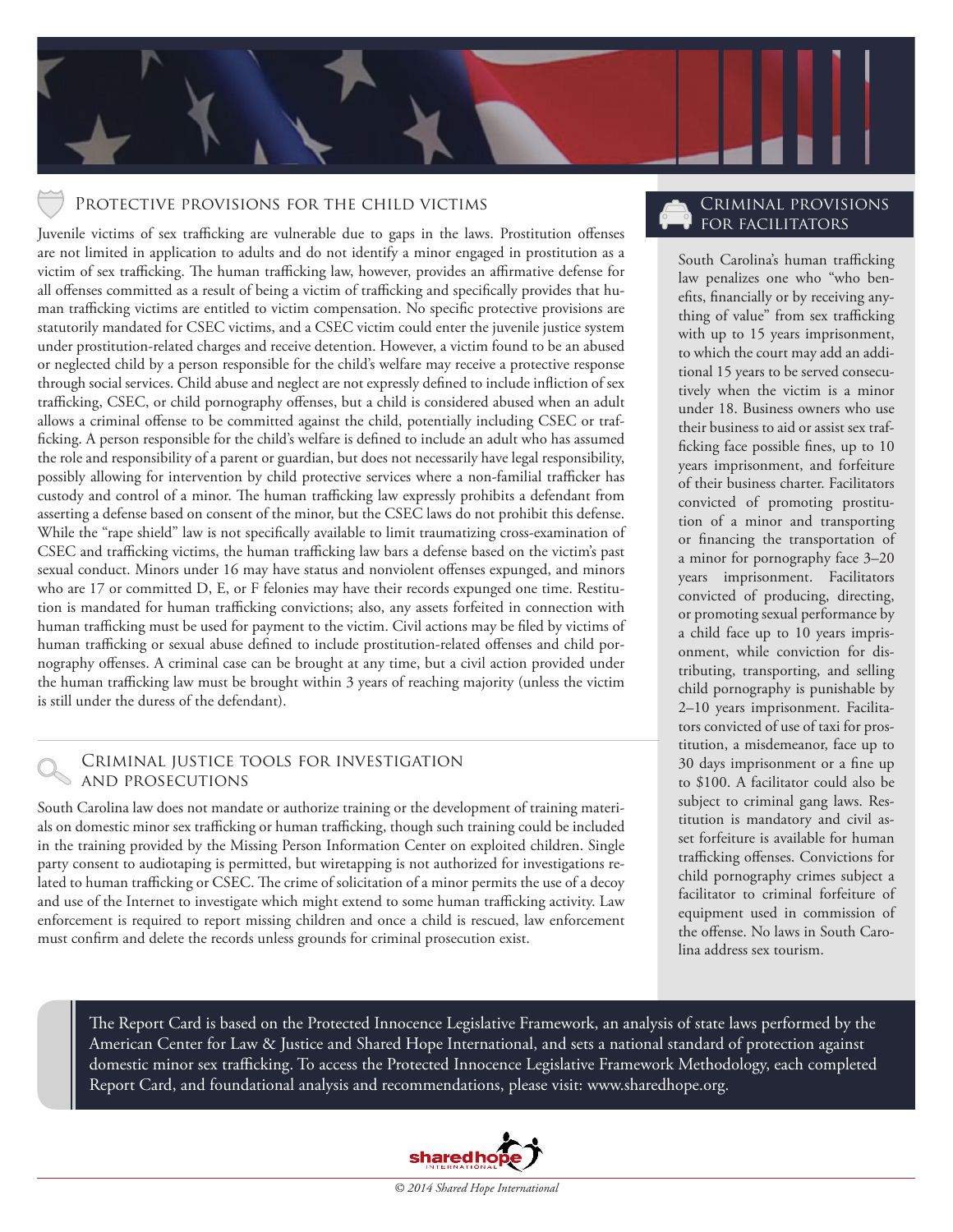## Protective provisions for the child victims

Juvenile victims of sex trafficking are vulnerable due to gaps in the laws. Prostitution offenses are not limited in application to adults and do not identify a minor engaged in prostitution as a victim of sex trafficking. The human trafficking law, however, provides an affirmative defense for all offenses committed as a result of being a victim of trafficking and specifically provides that human trafficking victims are entitled to victim compensation. No specific protective provisions are statutorily mandated for CSEC victims, and a CSEC victim could enter the juvenile justice system under prostitution-related charges and receive detention. However, a victim found to be an abused or neglected child by a person responsible for the child's welfare may receive a protective response through social services. Child abuse and neglect are not expressly defined to include infliction of sex trafficking, CSEC, or child pornography offenses, but a child is considered abused when an adult allows a criminal offense to be committed against the child, potentially including CSEC or trafficking. A person responsible for the child's welfare is defined to include an adult who has assumed the role and responsibility of a parent or guardian, but does not necessarily have legal responsibility, possibly allowing for intervention by child protective services where a non-familial trafficker has custody and control of a minor. The human trafficking law expressly prohibits a defendant from asserting a defense based on consent of the minor, but the CSEC laws do not prohibit this defense. While the "rape shield" law is not specifically available to limit traumatizing cross-examination of CSEC and trafficking victims, the human trafficking law bars a defense based on the victim's past sexual conduct. Minors under 16 may have status and nonviolent offenses expunged, and minors who are 17 or committed D, E, or F felonies may have their records expunged one time. Restitution is mandated for human trafficking convictions; also, any assets forfeited in connection with human trafficking must be used for payment to the victim. Civil actions may be filed by victims of human trafficking or sexual abuse defined to include prostitution-related offenses and child pornography offenses. A criminal case can be brought at any time, but a civil action provided under the human trafficking law must be brought within 3 years of reaching majority (unless the victim is still under the duress of the defendant).

## Criminal justice tools for investigation and prosecutions

South Carolina law does not mandate or authorize training or the development of training materials on domestic minor sex trafficking or human trafficking, though such training could be included in the training provided by the Missing Person Information Center on exploited children. Single party consent to audiotaping is permitted, but wiretapping is not authorized for investigations related to human trafficking or CSEC. The crime of solicitation of a minor permits the use of a decoy and use of the Internet to investigate which might extend to some human trafficking activity. Law enforcement is required to report missing children and once a child is rescued, law enforcement must confirm and delete the records unless grounds for criminal prosecution exist.

## Criminal provisions for facilitators

South Carolina's human trafficking law penalizes one who "who benefits, financially or by receiving anything of value" from sex trafficking with up to 15 years imprisonment, to which the court may add an additional 15 years to be served consecutively when the victim is a minor under 18. Business owners who use their business to aid or assist sex trafficking face possible fines, up to 10 years imprisonment, and forfeiture of their business charter. Facilitators convicted of promoting prostitution of a minor and transporting or financing the transportation of a minor for pornography face 3–20 years imprisonment. Facilitators convicted of producing, directing, or promoting sexual performance by a child face up to 10 years imprisonment, while conviction for distributing, transporting, and selling child pornography is punishable by 2–10 years imprisonment. Facilitators convicted of use of taxi for prostitution, a misdemeanor, face up to 30 days imprisonment or a fine up to $100. A facilitator could also be subject to criminal gang laws. Restitution is mandatory and civil asset forfeiture is available for human trafficking offenses. Convictions for child pornography crimes subject a facilitator to criminal forfeiture of equipment used in commission of the offense. No laws in South Carolina address sex tourism.

The Report Card is based on the Protected Innocence Legislative Framework, an analysis of state laws performed by the American Center for Law & Justice and Shared Hope International, and sets a national standard of protection against domestic minor sex trafficking. To access the Protected Innocence Legislative Framework Methodology, each completed Report Card, and foundational analysis and recommendations, please visit: www.sharedhope.org.

*© 2014 Shared Hope International*